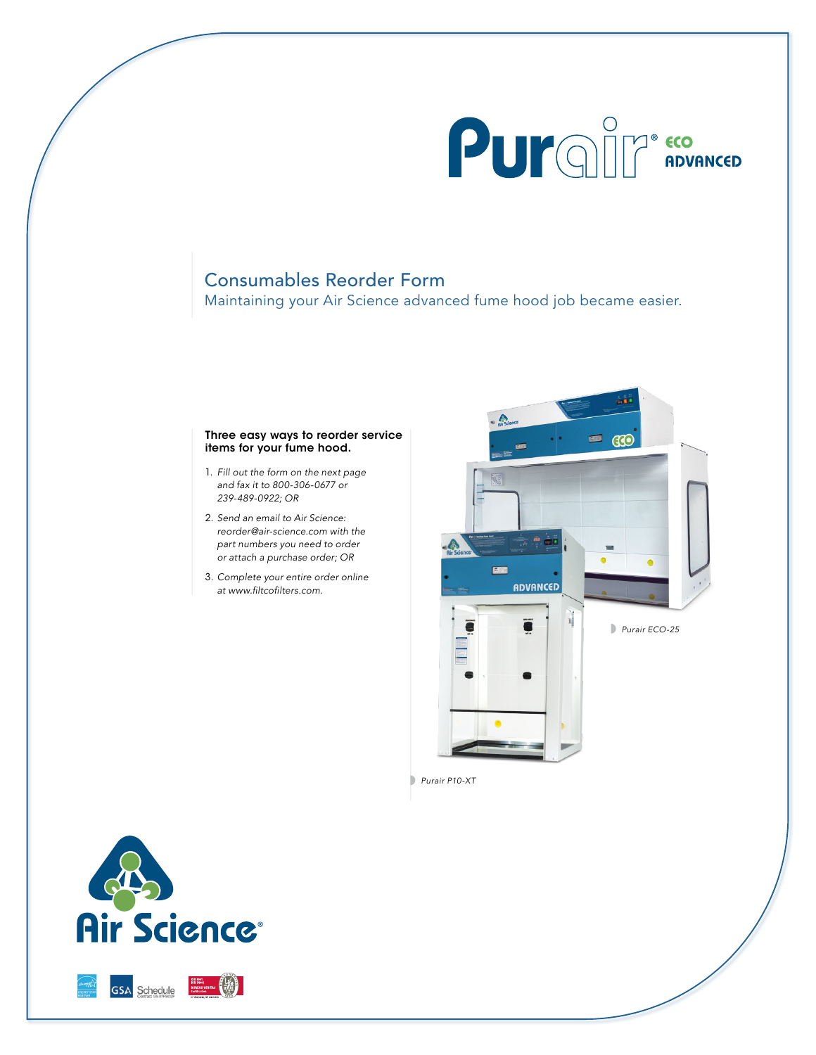# Purair® ECO ADVANCED

## Consumables Reorder Form

Maintaining your Air Science advanced fume hood job became easier.

**Three easy ways to reorder service items for your fume hood.**

1. *Fill out the form on the next page and fax it to 800-306-0677 or 239-489-0922; OR*
2. *Send an email to Air Science: reorder@air-science.com with the part numbers you need to order or attach a purchase order; OR*
3. *Complete your entire order online at www.filtcofilters.com.*

*Purair ECO-25*

*Purair P10-XT*

Air Science®

GSA Schedule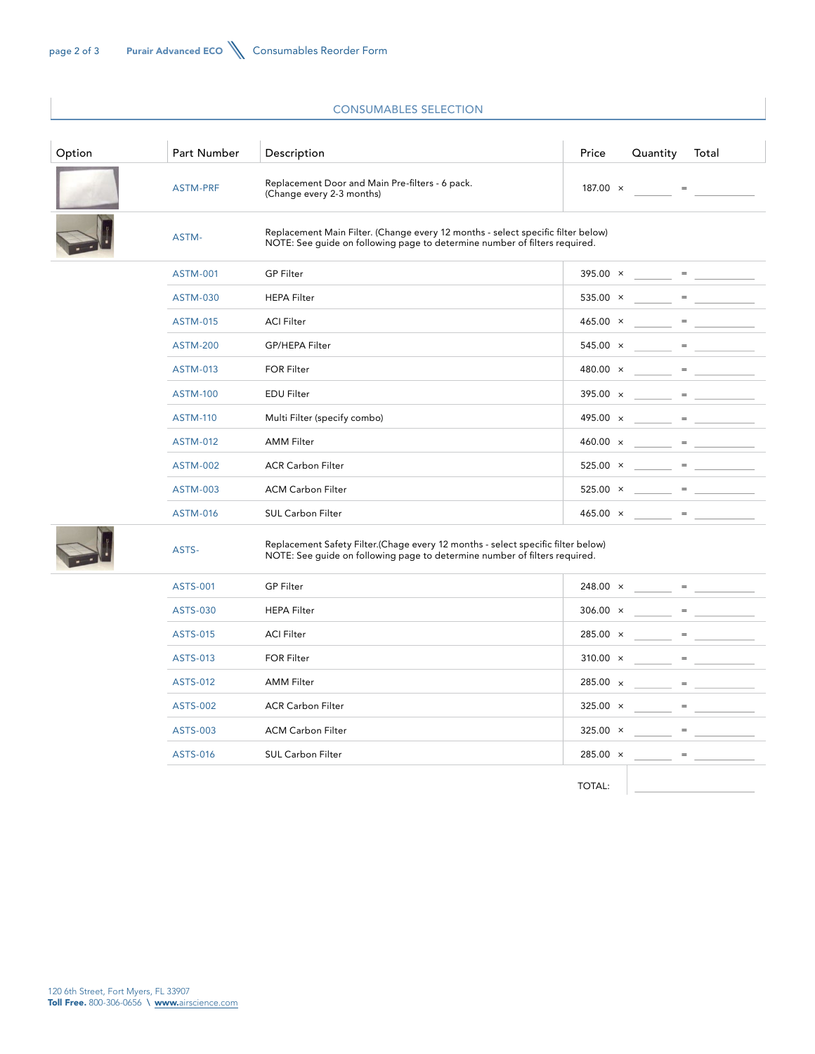## CONSUMABLES SELECTION

| Option | Part Number | Description | Price | Quantity | Total |
|---|---|---|---|---|---|
| | ASTM-PRF | Replacement Door and Main Pre-filters - 6 pack. (Change every 2-3 months) | 187.00 × | ______ = | ______ |
| | ASTM- | Replacement Main Filter. (Change every 12 months - select specific filter below) NOTE: See guide on following page to determine number of filters required. | | | |
| | ASTM-001 | GP Filter | 395.00 × | ______ = | ______ |
| | ASTM-030 | HEPA Filter | 535.00 × | ______ = | ______ |
| | ASTM-015 | ACI Filter | 465.00 × | ______ = | ______ |
| | ASTM-200 | GP/HEPA Filter | 545.00 × | ______ = | ______ |
| | ASTM-013 | FOR Filter | 480.00 × | ______ = | ______ |
| | ASTM-100 | EDU Filter | 395.00 × | ______ = | ______ |
| | ASTM-110 | Multi Filter (specify combo) | 495.00 × | ______ = | ______ |
| | ASTM-012 | AMM Filter | 460.00 × | ______ = | ______ |
| | ASTM-002 | ACR Carbon Filter | 525.00 × | ______ = | ______ |
| | ASTM-003 | ACM Carbon Filter | 525.00 × | ______ = | ______ |
| | ASTM-016 | SUL Carbon Filter | 465.00 × | ______ = | ______ |
| | ASTS- | Replacement Safety Filter.(Chage every 12 months - select specific filter below) NOTE: See guide on following page to determine number of filters required. | | | |
| | ASTS-001 | GP Filter | 248.00 × | ______ = | ______ |
| | ASTS-030 | HEPA Filter | 306.00 × | ______ = | ______ |
| | ASTS-015 | ACI Filter | 285.00 × | ______ = | ______ |
| | ASTS-013 | FOR Filter | 310.00 × | ______ = | ______ |
| | ASTS-012 | AMM Filter | 285.00 × | ______ = | ______ |
| | ASTS-002 | ACR Carbon Filter | 325.00 × | ______ = | ______ |
| | ASTS-003 | ACM Carbon Filter | 325.00 × | ______ = | ______ |
| | ASTS-016 | SUL Carbon Filter | 285.00 × | ______ = | ______ |
| | | | TOTAL: | | ______ |

120 6th Street, Fort Myers, FL 33907
**Toll Free.** 800-306-0656 \ **www.**airscience.com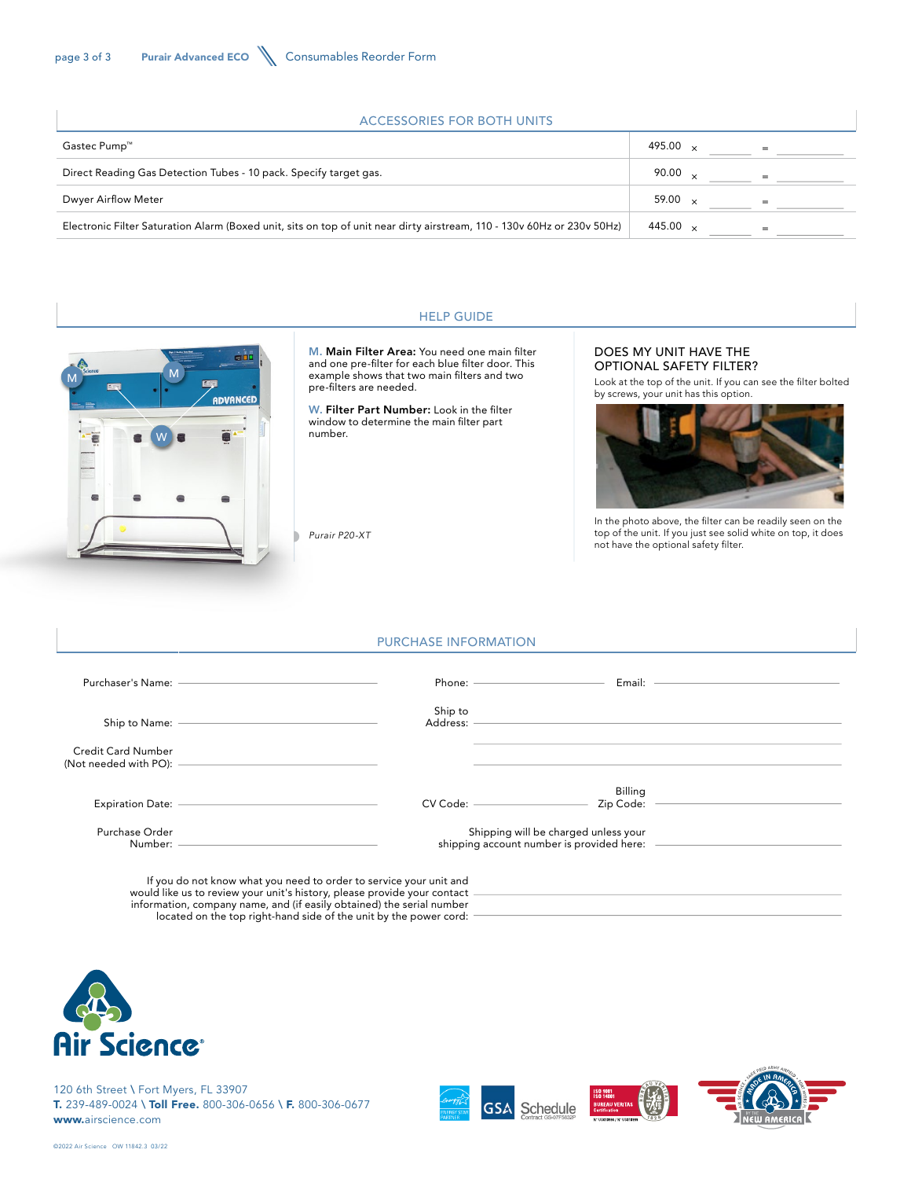## ACCESSORIES FOR BOTH UNITS

| | | | | | |
|---|---|---|---|---|---|
| Gastec Pump™ | 495.00 | × | | = | |
| Direct Reading Gas Detection Tubes - 10 pack. Specify target gas. | 90.00 | × | | = | |
| Dwyer Airflow Meter | 59.00 | × | | = | |
| Electronic Filter Saturation Alarm (Boxed unit, sits on top of unit near dirty airstream, 110 - 130v 60Hz or 230v 50Hz) | 445.00 | × | | = | |

## HELP GUIDE

M M W ADVANCED

**M. Main Filter Area:** You need one main filter and one pre-filter for each blue filter door. This example shows that two main filters and two pre-filters are needed.

**W. Filter Part Number:** Look in the filter window to determine the main filter part number.

*Purair P20-XT*

### DOES MY UNIT HAVE THE OPTIONAL SAFETY FILTER?

Look at the top of the unit. If you can see the filter bolted by screws, your unit has this option.

In the photo above, the filter can be readily seen on the top of the unit. If you just see solid white on top, it does not have the optional safety filter.

## PURCHASE INFORMATION

Purchaser's Name: ______________________

Phone: ______________________

Email: ______________________

Ship to Name: ______________________

Ship to Address: ______________________

Credit Card Number (Not needed with PO): ______________________

Expiration Date: ______________________

CV Code: ______________________

Billing Zip Code: ______________________

Purchase Order Number: ______________________

Shipping will be charged unless your shipping account number is provided here: ______________________

If you do not know what you need to order to service your unit and would like us to review your unit's history, please provide your contact information, company name, and (if easily obtained) the serial number located on the top right-hand side of the unit by the power cord: ______________________

Air Science®

120 6th Street \ Fort Myers, FL 33907
**T.** 239-489-0024 \ **Toll Free.** 800-306-0656 \ **F.** 800-306-0677
**www.**airscience.com

GSA Schedule Contract GS-07F5832P

©2022 Air Science OW 11842.3 03/22